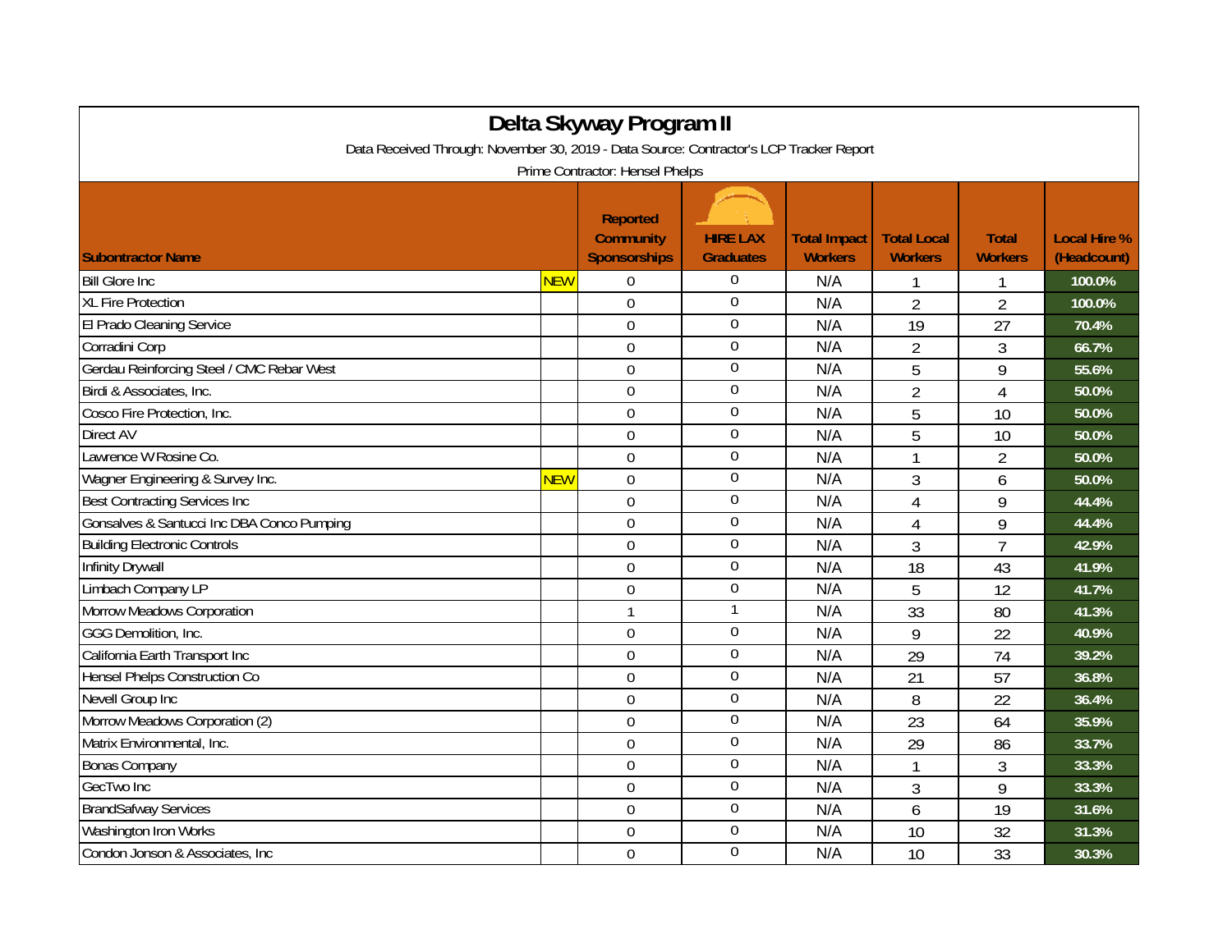# Delta Skyway Program II

Data Received Through: November 30, 2019 - Data Source: Contractor's LCP Tracker Report

Prime Contractor: Hensel Phelps

| Subontractor Name | | Reported Community Sponsorships | HIRE LAX Graduates | Total Impact Workers | Total Local Workers | Total Workers | Local Hire % (Headcount) |
|---|---|---|---|---|---|---|---|
| Bill Glore Inc | NEW | 0 | 0 | N/A | 1 | 1 | 100.0% |
| XL Fire Protection | | 0 | 0 | N/A | 2 | 2 | 100.0% |
| El Prado Cleaning Service | | 0 | 0 | N/A | 19 | 27 | 70.4% |
| Corradini Corp | | 0 | 0 | N/A | 2 | 3 | 66.7% |
| Gerdau Reinforcing Steel / CMC Rebar West | | 0 | 0 | N/A | 5 | 9 | 55.6% |
| Birdi & Associates, Inc. | | 0 | 0 | N/A | 2 | 4 | 50.0% |
| Cosco Fire Protection, Inc. | | 0 | 0 | N/A | 5 | 10 | 50.0% |
| Direct AV | | 0 | 0 | N/A | 5 | 10 | 50.0% |
| Lawrence W Rosine Co. | | 0 | 0 | N/A | 1 | 2 | 50.0% |
| Wagner Engineering & Survey Inc. | NEW | 0 | 0 | N/A | 3 | 6 | 50.0% |
| Best Contracting Services Inc | | 0 | 0 | N/A | 4 | 9 | 44.4% |
| Gonsalves & Santucci Inc DBA Conco Pumping | | 0 | 0 | N/A | 4 | 9 | 44.4% |
| Building Electronic Controls | | 0 | 0 | N/A | 3 | 7 | 42.9% |
| Infinity Drywall | | 0 | 0 | N/A | 18 | 43 | 41.9% |
| Limbach Company LP | | 0 | 0 | N/A | 5 | 12 | 41.7% |
| Morrow Meadows Corporation | | 1 | 1 | N/A | 33 | 80 | 41.3% |
| GGG Demolition, Inc. | | 0 | 0 | N/A | 9 | 22 | 40.9% |
| California Earth Transport Inc | | 0 | 0 | N/A | 29 | 74 | 39.2% |
| Hensel Phelps Construction Co | | 0 | 0 | N/A | 21 | 57 | 36.8% |
| Nevell Group Inc | | 0 | 0 | N/A | 8 | 22 | 36.4% |
| Morrow Meadows Corporation (2) | | 0 | 0 | N/A | 23 | 64 | 35.9% |
| Matrix Environmental, Inc. | | 0 | 0 | N/A | 29 | 86 | 33.7% |
| Bonas Company | | 0 | 0 | N/A | 1 | 3 | 33.3% |
| GecTwo Inc | | 0 | 0 | N/A | 3 | 9 | 33.3% |
| BrandSafway Services | | 0 | 0 | N/A | 6 | 19 | 31.6% |
| Washington Iron Works | | 0 | 0 | N/A | 10 | 32 | 31.3% |
| Condon Jonson & Associates, Inc | | 0 | 0 | N/A | 10 | 33 | 30.3% |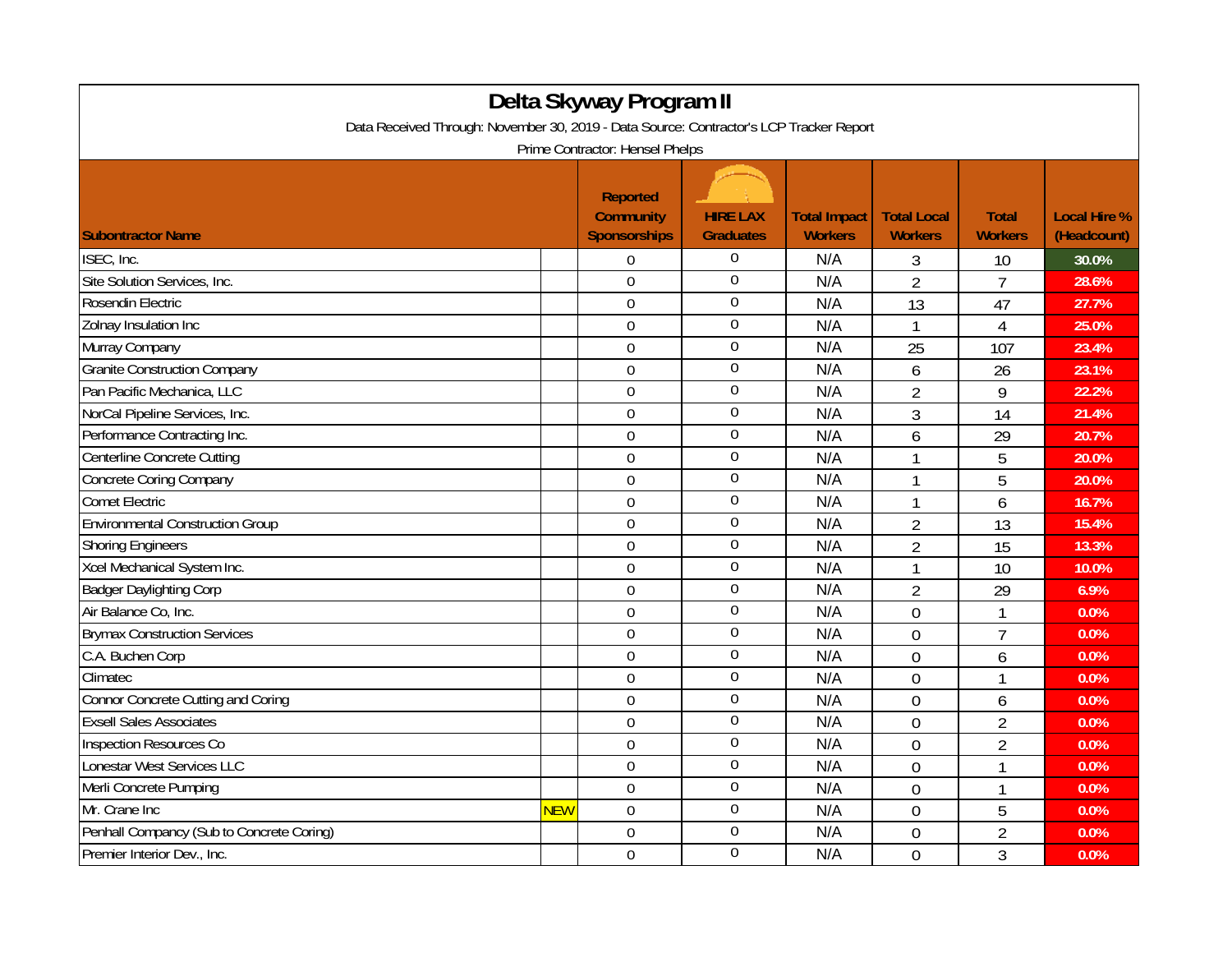# Delta Skyway Program II

Data Received Through: November 30, 2019 - Data Source: Contractor's LCP Tracker Report

Prime Contractor: Hensel Phelps

| Subontractor Name | | Reported Community Sponsorships | HIRE LAX Graduates | Total Impact Workers | Total Local Workers | Total Workers | Local Hire % (Headcount) |
|---|---|---|---|---|---|---|---|
| ISEC, Inc. | | 0 | 0 | N/A | 3 | 10 | 30.0% |
| Site Solution Services, Inc. | | 0 | 0 | N/A | 2 | 7 | 28.6% |
| Rosendin Electric | | 0 | 0 | N/A | 13 | 47 | 27.7% |
| Zolnay Insulation Inc | | 0 | 0 | N/A | 1 | 4 | 25.0% |
| Murray Company | | 0 | 0 | N/A | 25 | 107 | 23.4% |
| Granite Construction Company | | 0 | 0 | N/A | 6 | 26 | 23.1% |
| Pan Pacific Mechanica, LLC | | 0 | 0 | N/A | 2 | 9 | 22.2% |
| NorCal Pipeline Services, Inc. | | 0 | 0 | N/A | 3 | 14 | 21.4% |
| Performance Contracting Inc. | | 0 | 0 | N/A | 6 | 29 | 20.7% |
| Centerline Concrete Cutting | | 0 | 0 | N/A | 1 | 5 | 20.0% |
| Concrete Coring Company | | 0 | 0 | N/A | 1 | 5 | 20.0% |
| Comet Electric | | 0 | 0 | N/A | 1 | 6 | 16.7% |
| Environmental Construction Group | | 0 | 0 | N/A | 2 | 13 | 15.4% |
| Shoring Engineers | | 0 | 0 | N/A | 2 | 15 | 13.3% |
| Xcel Mechanical System Inc. | | 0 | 0 | N/A | 1 | 10 | 10.0% |
| Badger Daylighting Corp | | 0 | 0 | N/A | 2 | 29 | 6.9% |
| Air Balance Co, Inc. | | 0 | 0 | N/A | 0 | 1 | 0.0% |
| Brymax Construction Services | | 0 | 0 | N/A | 0 | 7 | 0.0% |
| C.A. Buchen Corp | | 0 | 0 | N/A | 0 | 6 | 0.0% |
| Climatec | | 0 | 0 | N/A | 0 | 1 | 0.0% |
| Connor Concrete Cutting and Coring | | 0 | 0 | N/A | 0 | 6 | 0.0% |
| Exsell Sales Associates | | 0 | 0 | N/A | 0 | 2 | 0.0% |
| Inspection Resources Co | | 0 | 0 | N/A | 0 | 2 | 0.0% |
| Lonestar West Services LLC | | 0 | 0 | N/A | 0 | 1 | 0.0% |
| Merli Concrete Pumping | | 0 | 0 | N/A | 0 | 1 | 0.0% |
| Mr. Crane Inc | NEW | 0 | 0 | N/A | 0 | 5 | 0.0% |
| Penhall Compancy (Sub to Concrete Coring) | | 0 | 0 | N/A | 0 | 2 | 0.0% |
| Premier Interior Dev., Inc. | | 0 | 0 | N/A | 0 | 3 | 0.0% |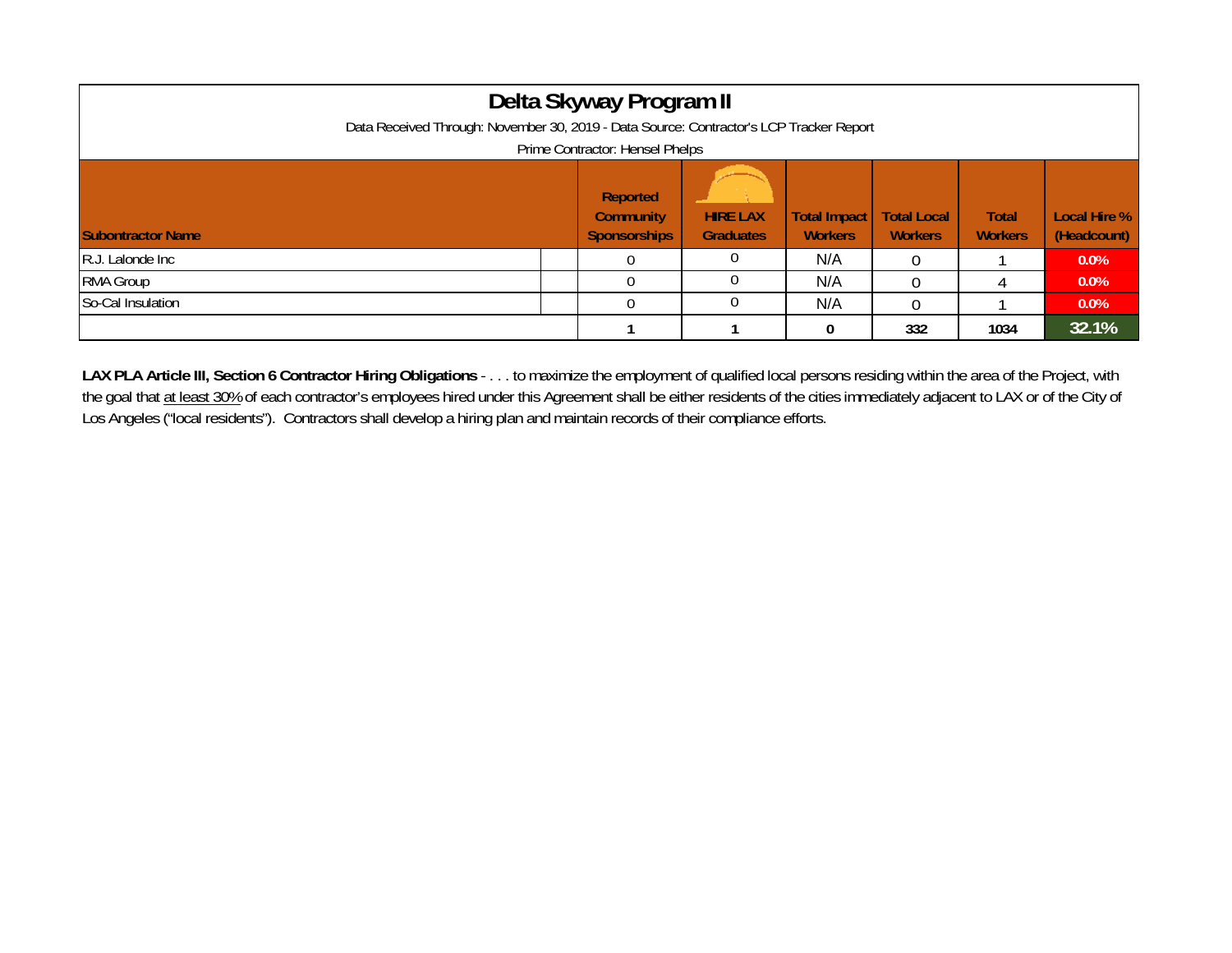# Delta Skyway Program II

Data Received Through: November 30, 2019 - Data Source: Contractor's LCP Tracker Report

Prime Contractor: Hensel Phelps

| Subontractor Name | Reported Community Sponsorships | HIRE LAX Graduates | Total Impact Workers | Total Local Workers | Total Workers | Local Hire % (Headcount) |
|---|---|---|---|---|---|---|
| R.J. Lalonde Inc | 0 | 0 | N/A | 0 | 1 | 0.0% |
| RMA Group | 0 | 0 | N/A | 0 | 4 | 0.0% |
| So-Cal Insulation | 0 | 0 | N/A | 0 | 1 | 0.0% |
| | **1** | **1** | **0** | **332** | **1034** | **32.1%** |

**LAX PLA Article III, Section 6 Contractor Hiring Obligations** - . . . to maximize the employment of qualified local persons residing within the area of the Project, with the goal that at least 30% of each contractor's employees hired under this Agreement shall be either residents of the cities immediately adjacent to LAX or of the City of Los Angeles ("local residents"). Contractors shall develop a hiring plan and maintain records of their compliance efforts.